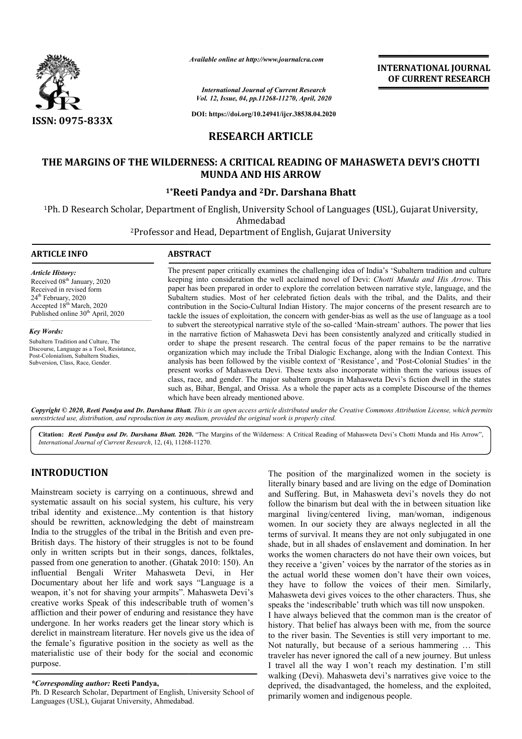*Available online at http://www.journalcra.com*

**INTERNATIONAL JOURNAL OF CURRENT RESEARCH**

*International Journal of Current Research*
*Vol. 12, Issue, 04, pp.11268-11270, April, 2020*

**DOI: https://doi.org/10.24941/ijcr.38538.04.2020**

**ISSN: 0975-833X**

## RESEARCH ARTICLE

# THE MARGINS OF THE WILDERNESS: A CRITICAL READING OF MAHASWETA DEVI'S CHOTTI MUNDA AND HIS ARROW

**[1*]Reeti Pandya and [2]Dr. Darshana Bhatt**

[1]Ph. D Research Scholar, Department of English, University School of Languages (USL), Gujarat University, Ahmedabad

[2]Professor and Head, Department of English, Gujarat University

### ARTICLE INFO

*Article History:*
Received 08th January, 2020
Received in revised form
24th February, 2020
Accepted 18th March, 2020
Published online 30th April, 2020

*Key Words:*
Subaltern Tradition and Culture, The Discourse, Language as a Tool, Resistance, Post-Colonialism, Subaltern Studies, Subversion, Class, Race, Gender.

### ABSTRACT

The present paper critically examines the challenging idea of India's 'Subaltern tradition and culture keeping into consideration the well acclaimed novel of Devi: *Chotti Munda and His Arrow*. This paper has been prepared in order to explore the correlation between narrative style, language, and the Subaltern studies. Most of her celebrated fiction deals with the tribal, and the Dalits, and their contribution in the Socio-Cultural Indian History. The major concerns of the present research are to tackle the issues of exploitation, the concern with gender-bias as well as the use of language as a tool to subvert the stereotypical narrative style of the so-called 'Main-stream' authors. The power that lies in the narrative fiction of Mahasweta Devi has been consistently analyzed and critically studied in order to shape the present research. The central focus of the paper remains to be the narrative organization which may include the Tribal Dialogic Exchange, along with the Indian Context. This analysis has been followed by the visible context of 'Resistance', and 'Post-Colonial Studies' in the present works of Mahasweta Devi. These texts also incorporate within them the various issues of class, race, and gender. The major subaltern groups in Mahasweta Devi's fiction dwell in the states such as, Bihar, Bengal, and Orissa. As a whole the paper acts as a complete Discourse of the themes which have been already mentioned above.

***Copyright © 2020, Reeti Pandya and Dr. Darshana Bhatt.*** *This is an open access article distributed under the Creative Commons Attribution License, which permits unrestricted use, distribution, and reproduction in any medium, provided the original work is properly cited.*

**Citation:** ***Reeti Pandya and Dr. Darshana Bhatt.* 2020.** "The Margins of the Wilderness: A Critical Reading of Mahasweta Devi's Chotti Munda and His Arrow", *International Journal of Current Research*, 12, (4), 11268-11270.

## INTRODUCTION

Mainstream society is carrying on a continuous, shrewd and systematic assault on his social system, his culture, his very tribal identity and existence...My contention is that history should be rewritten, acknowledging the debt of mainstream India to the struggles of the tribal in the British and even pre-British days. The history of their struggles is not to be found only in written scripts but in their songs, dances, folktales, passed from one generation to another. (Ghatak 2010: 150). An influential Bengali Writer Mahasweta Devi, in Her Documentary about her life and work says "Language is a weapon, it's not for shaving your armpits". Mahasweta Devi's creative works Speak of this indescribable truth of women's affliction and their power of enduring and resistance they have undergone. In her works readers get the linear story which is derelict in mainstream literature. Her novels give us the idea of the female's figurative position in the society as well as the materialistic use of their body for the social and economic purpose.

The position of the marginalized women in the society is literally binary based and are living on the edge of Domination and Suffering. But, in Mahasweta devi's novels they do not follow the binarism but deal with the in between situation like marginal living/centered living, man/woman, indigenous women. In our society they are always neglected in all the terms of survival. It means they are not only subjugated in one shade, but in all shades of enslavement and domination. In her works the women characters do not have their own voices, but they receive a 'given' voices by the narrator of the stories as in the actual world these women don't have their own voices, they have to follow the voices of their men. Similarly, Mahasweta devi gives voices to the other characters. Thus, she speaks the 'indescribable' truth which was till now unspoken.

I have always believed that the common man is the creator of history. That belief has always been with me, from the source to the river basin. The Seventies is still very important to me. Not naturally, but because of a serious hammering … This traveler has never ignored the call of a new journey. But unless I travel all the way I won't reach my destination. I'm still walking (Devi). Mahasweta devi's narratives give voice to the deprived, the disadvantaged, the homeless, and the exploited, primarily women and indigenous people.

***Corresponding author:*** **Reeti Pandya,**
Ph. D Research Scholar, Department of English, University School of Languages (USL), Gujarat University, Ahmedabad.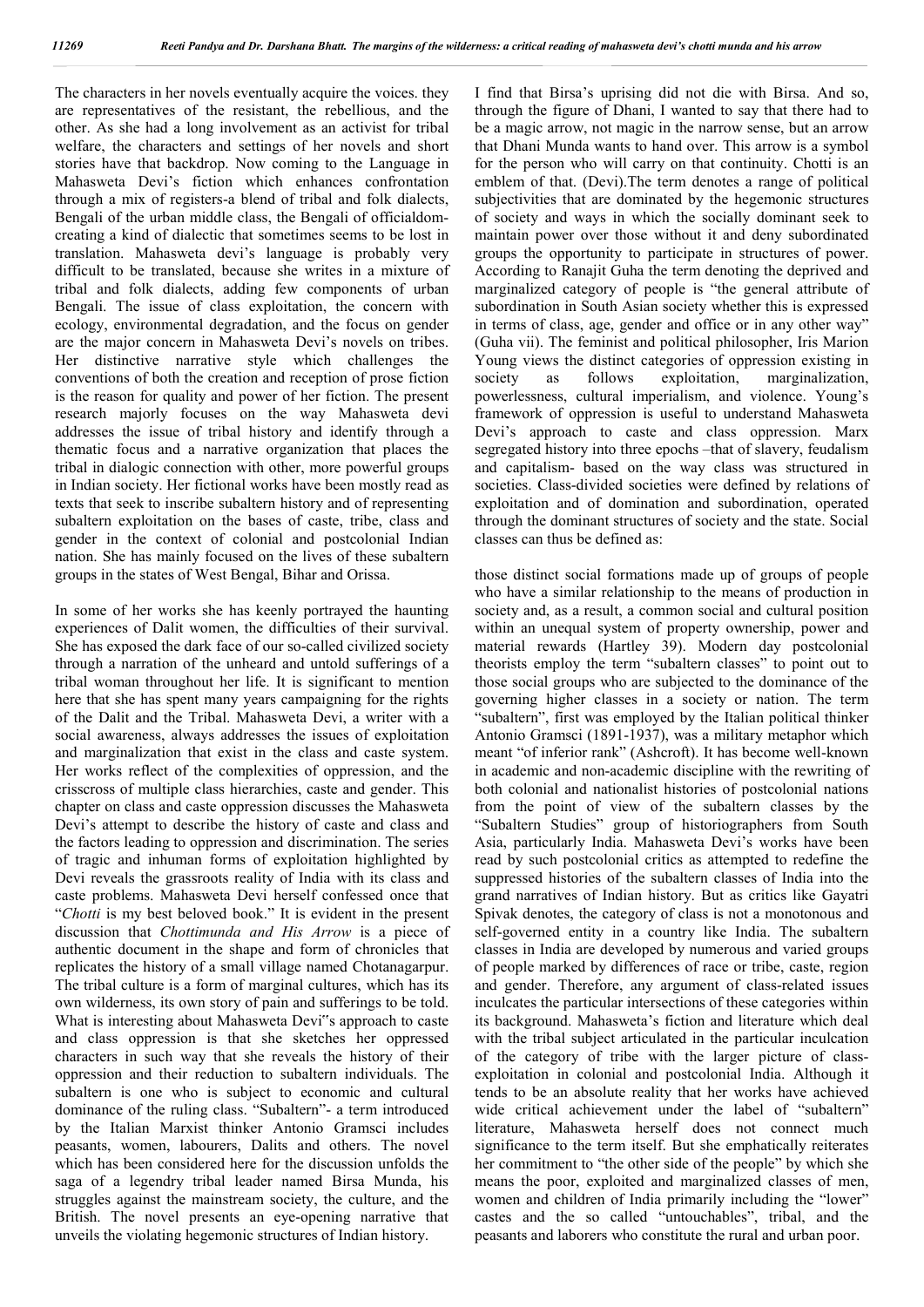The characters in her novels eventually acquire the voices. they are representatives of the resistant, the rebellious, and the other. As she had a long involvement as an activist for tribal welfare, the characters and settings of her novels and short stories have that backdrop. Now coming to the Language in Mahasweta Devi's fiction which enhances confrontation through a mix of registers-a blend of tribal and folk dialects, Bengali of the urban middle class, the Bengali of officialdom-creating a kind of dialectic that sometimes seems to be lost in translation. Mahasweta devi's language is probably very difficult to be translated, because she writes in a mixture of tribal and folk dialects, adding few components of urban Bengali. The issue of class exploitation, the concern with ecology, environmental degradation, and the focus on gender are the major concern in Mahasweta Devi's novels on tribes. Her distinctive narrative style which challenges the conventions of both the creation and reception of prose fiction is the reason for quality and power of her fiction. The present research majorly focuses on the way Mahasweta devi addresses the issue of tribal history and identify through a thematic focus and a narrative organization that places the tribal in dialogic connection with other, more powerful groups in Indian society. Her fictional works have been mostly read as texts that seek to inscribe subaltern history and of representing subaltern exploitation on the bases of caste, tribe, class and gender in the context of colonial and postcolonial Indian nation. She has mainly focused on the lives of these subaltern groups in the states of West Bengal, Bihar and Orissa.

In some of her works she has keenly portrayed the haunting experiences of Dalit women, the difficulties of their survival. She has exposed the dark face of our so-called civilized society through a narration of the unheard and untold sufferings of a tribal woman throughout her life. It is significant to mention here that she has spent many years campaigning for the rights of the Dalit and the Tribal. Mahasweta Devi, a writer with a social awareness, always addresses the issues of exploitation and marginalization that exist in the class and caste system. Her works reflect of the complexities of oppression, and the crisscross of multiple class hierarchies, caste and gender. This chapter on class and caste oppression discusses the Mahasweta Devi's attempt to describe the history of caste and class and the factors leading to oppression and discrimination. The series of tragic and inhuman forms of exploitation highlighted by Devi reveals the grassroots reality of India with its class and caste problems. Mahasweta Devi herself confessed once that "*Chotti* is my best beloved book." It is evident in the present discussion that *Chottimunda and His Arrow* is a piece of authentic document in the shape and form of chronicles that replicates the history of a small village named Chotanagarpur. The tribal culture is a form of marginal cultures, which has its own wilderness, its own story of pain and sufferings to be told. What is interesting about Mahasweta Devi"s approach to caste and class oppression is that she sketches her oppressed characters in such way that she reveals the history of their oppression and their reduction to subaltern individuals. The subaltern is one who is subject to economic and cultural dominance of the ruling class. "Subaltern"- a term introduced by the Italian Marxist thinker Antonio Gramsci includes peasants, women, labourers, Dalits and others. The novel which has been considered here for the discussion unfolds the saga of a legendry tribal leader named Birsa Munda, his struggles against the mainstream society, the culture, and the British. The novel presents an eye-opening narrative that unveils the violating hegemonic structures of Indian history.

I find that Birsa's uprising did not die with Birsa. And so, through the figure of Dhani, I wanted to say that there had to be a magic arrow, not magic in the narrow sense, but an arrow that Dhani Munda wants to hand over. This arrow is a symbol for the person who will carry on that continuity. Chotti is an emblem of that. (Devi).The term denotes a range of political subjectivities that are dominated by the hegemonic structures of society and ways in which the socially dominant seek to maintain power over those without it and deny subordinated groups the opportunity to participate in structures of power. According to Ranajit Guha the term denoting the deprived and marginalized category of people is "the general attribute of subordination in South Asian society whether this is expressed in terms of class, age, gender and office or in any other way" (Guha vii). The feminist and political philosopher, Iris Marion Young views the distinct categories of oppression existing in society as follows exploitation, marginalization, powerlessness, cultural imperialism, and violence. Young's framework of oppression is useful to understand Mahasweta Devi's approach to caste and class oppression. Marx segregated history into three epochs –that of slavery, feudalism and capitalism- based on the way class was structured in societies. Class-divided societies were defined by relations of exploitation and of domination and subordination, operated through the dominant structures of society and the state. Social classes can thus be defined as:

those distinct social formations made up of groups of people who have a similar relationship to the means of production in society and, as a result, a common social and cultural position within an unequal system of property ownership, power and material rewards (Hartley 39). Modern day postcolonial theorists employ the term "subaltern classes" to point out to those social groups who are subjected to the dominance of the governing higher classes in a society or nation. The term "subaltern", first was employed by the Italian political thinker Antonio Gramsci (1891-1937), was a military metaphor which meant "of inferior rank" (Ashcroft). It has become well-known in academic and non-academic discipline with the rewriting of both colonial and nationalist histories of postcolonial nations from the point of view of the subaltern classes by the "Subaltern Studies" group of historiographers from South Asia, particularly India. Mahasweta Devi's works have been read by such postcolonial critics as attempted to redefine the suppressed histories of the subaltern classes of India into the grand narratives of Indian history. But as critics like Gayatri Spivak denotes, the category of class is not a monotonous and self-governed entity in a country like India. The subaltern classes in India are developed by numerous and varied groups of people marked by differences of race or tribe, caste, region and gender. Therefore, any argument of class-related issues inculcates the particular intersections of these categories within its background. Mahasweta's fiction and literature which deal with the tribal subject articulated in the particular inculcation of the category of tribe with the larger picture of class-exploitation in colonial and postcolonial India. Although it tends to be an absolute reality that her works have achieved wide critical achievement under the label of "subaltern" literature, Mahasweta herself does not connect much significance to the term itself. But she emphatically reiterates her commitment to "the other side of the people" by which she means the poor, exploited and marginalized classes of men, women and children of India primarily including the "lower" castes and the so called "untouchables", tribal, and the peasants and laborers who constitute the rural and urban poor.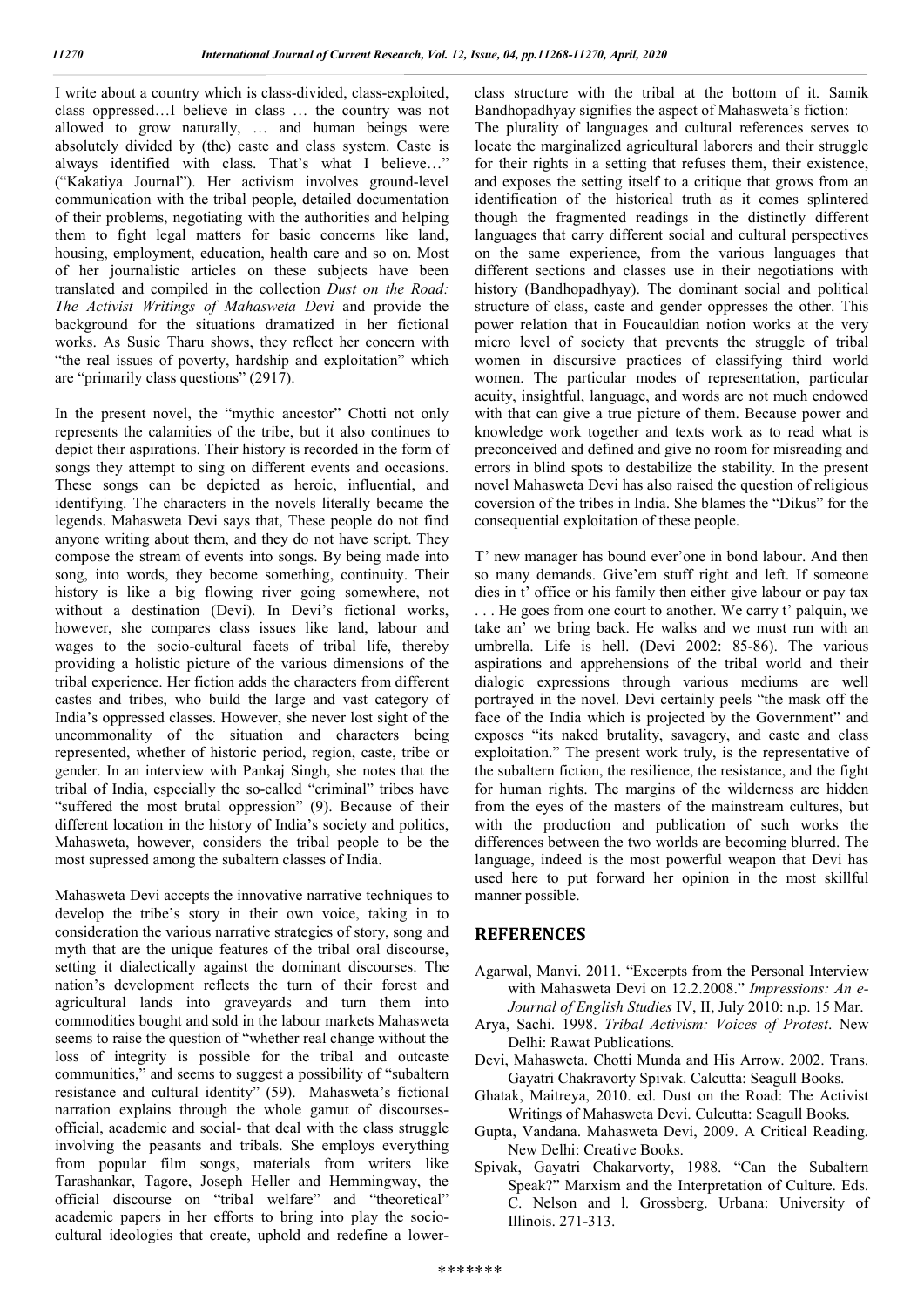I write about a country which is class-divided, class-exploited, class oppressed…I believe in class … the country was not allowed to grow naturally, … and human beings were absolutely divided by (the) caste and class system. Caste is always identified with class. That's what I believe…" ("Kakatiya Journal"). Her activism involves ground-level communication with the tribal people, detailed documentation of their problems, negotiating with the authorities and helping them to fight legal matters for basic concerns like land, housing, employment, education, health care and so on. Most of her journalistic articles on these subjects have been translated and compiled in the collection *Dust on the Road: The Activist Writings of Mahasweta Devi* and provide the background for the situations dramatized in her fictional works. As Susie Tharu shows, they reflect her concern with "the real issues of poverty, hardship and exploitation" which are "primarily class questions" (2917).

In the present novel, the "mythic ancestor" Chotti not only represents the calamities of the tribe, but it also continues to depict their aspirations. Their history is recorded in the form of songs they attempt to sing on different events and occasions. These songs can be depicted as heroic, influential, and identifying. The characters in the novels literally became the legends. Mahasweta Devi says that, These people do not find anyone writing about them, and they do not have script. They compose the stream of events into songs. By being made into song, into words, they become something, continuity. Their history is like a big flowing river going somewhere, not without a destination (Devi). In Devi's fictional works, however, she compares class issues like land, labour and wages to the socio-cultural facets of tribal life, thereby providing a holistic picture of the various dimensions of the tribal experience. Her fiction adds the characters from different castes and tribes, who build the large and vast category of India's oppressed classes. However, she never lost sight of the uncommonality of the situation and characters being represented, whether of historic period, region, caste, tribe or gender. In an interview with Pankaj Singh, she notes that the tribal of India, especially the so-called "criminal" tribes have "suffered the most brutal oppression" (9). Because of their different location in the history of India's society and politics, Mahasweta, however, considers the tribal people to be the most supressed among the subaltern classes of India.

Mahasweta Devi accepts the innovative narrative techniques to develop the tribe's story in their own voice, taking in to consideration the various narrative strategies of story, song and myth that are the unique features of the tribal oral discourse, setting it dialectically against the dominant discourses. The nation's development reflects the turn of their forest and agricultural lands into graveyards and turn them into commodities bought and sold in the labour markets Mahasweta seems to raise the question of "whether real change without the loss of integrity is possible for the tribal and outcaste communities," and seems to suggest a possibility of "subaltern resistance and cultural identity" (59). Mahasweta's fictional narration explains through the whole gamut of discourses-official, academic and social- that deal with the class struggle involving the peasants and tribals. She employs everything from popular film songs, materials from writers like Tarashankar, Tagore, Joseph Heller and Hemmingway, the official discourse on "tribal welfare" and "theoretical" academic papers in her efforts to bring into play the socio-cultural ideologies that create, uphold and redefine a lower-class structure with the tribal at the bottom of it. Samik Bandhopadhyay signifies the aspect of Mahasweta's fiction:

The plurality of languages and cultural references serves to locate the marginalized agricultural laborers and their struggle for their rights in a setting that refuses them, their existence, and exposes the setting itself to a critique that grows from an identification of the historical truth as it comes splintered though the fragmented readings in the distinctly different languages that carry different social and cultural perspectives on the same experience, from the various languages that different sections and classes use in their negotiations with history (Bandhopadhyay). The dominant social and political structure of class, caste and gender oppresses the other. This power relation that in Foucauldian notion works at the very micro level of society that prevents the struggle of tribal women in discursive practices of classifying third world women. The particular modes of representation, particular acuity, insightful, language, and words are not much endowed with that can give a true picture of them. Because power and knowledge work together and texts work as to read what is preconceived and defined and give no room for misreading and errors in blind spots to destabilize the stability. In the present novel Mahasweta Devi has also raised the question of religious coversion of the tribes in India. She blames the "Dikus" for the consequential exploitation of these people.

T' new manager has bound ever'one in bond labour. And then so many demands. Give'em stuff right and left. If someone dies in t' office or his family then either give labour or pay tax . . . He goes from one court to another. We carry t' palquin, we take an' we bring back. He walks and we must run with an umbrella. Life is hell. (Devi 2002: 85-86). The various aspirations and apprehensions of the tribal world and their dialogic expressions through various mediums are well portrayed in the novel. Devi certainly peels "the mask off the face of the India which is projected by the Government" and exposes "its naked brutality, savagery, and caste and class exploitation." The present work truly, is the representative of the subaltern fiction, the resilience, the resistance, and the fight for human rights. The margins of the wilderness are hidden from the eyes of the masters of the mainstream cultures, but with the production and publication of such works the differences between the two worlds are becoming blurred. The language, indeed is the most powerful weapon that Devi has used here to put forward her opinion in the most skillful manner possible.

## REFERENCES

Agarwal, Manvi. 2011. "Excerpts from the Personal Interview with Mahasweta Devi on 12.2.2008." *Impressions: An e-Journal of English Studies* IV, II, July 2010: n.p. 15 Mar.

Arya, Sachi. 1998. *Tribal Activism: Voices of Protest*. New Delhi: Rawat Publications.

Devi, Mahasweta. Chotti Munda and His Arrow. 2002. Trans. Gayatri Chakravorty Spivak. Calcutta: Seagull Books.

Ghatak, Maitreya, 2010. ed. Dust on the Road: The Activist Writings of Mahasweta Devi. Culcutta: Seagull Books.

Gupta, Vandana. Mahasweta Devi, 2009. A Critical Reading. New Delhi: Creative Books.

Spivak, Gayatri Chakarvorty, 1988. "Can the Subaltern Speak?" Marxism and the Interpretation of Culture. Eds. C. Nelson and l. Grossberg. Urbana: University of Illinois. 271-313.

\*\*\*\*\*\*\*